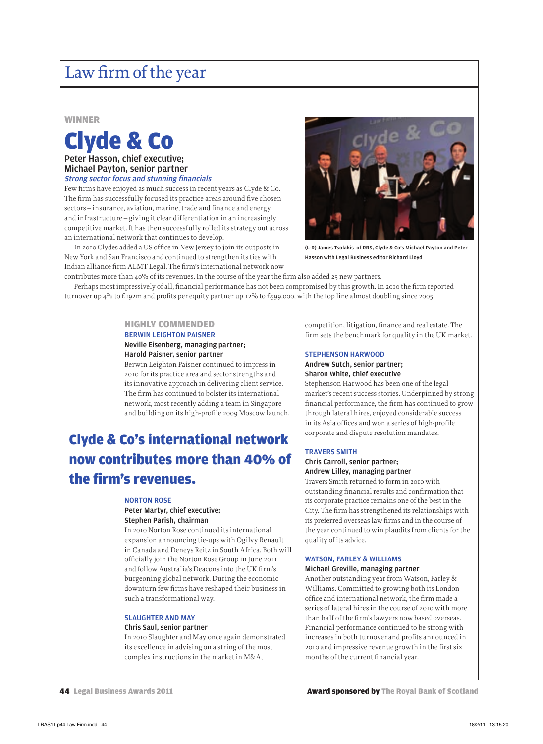# Law firm of the year

## WINNER

# Clyde & Co

**Peter Hasson, chief executive; Michael Payton, senior partner**

***Strong sector focus and stunning financials***

Few firms have enjoyed as much success in recent years as Clyde & Co. The firm has successfully focused its practice areas around five chosen sectors – insurance, aviation, marine, trade and finance and energy and infrastructure – giving it clear differentiation in an increasingly competitive market. It has then successfully rolled its strategy out across an international network that continues to develop.

In 2010 Clydes added a US office in New Jersey to join its outposts in New York and San Francisco and continued to strengthen its ties with Indian alliance firm ALMT Legal. The firm's international network now contributes more than 40% of its revenues. In the course of the year the firm also added 25 new partners.

Perhaps most impressively of all, financial performance has not been compromised by this growth. In 2010 the firm reported turnover up 4% to £192m and profits per equity partner up 12% to £599,000, with the top line almost doubling since 2005.

(L-R) James Tsolakis of RBS, Clyde & Co's Michael Payton and Peter Hasson with Legal Business editor Richard Lloyd

## HIGHLY COMMENDED

### BERWIN LEIGHTON PAISNER

**Neville Eisenberg, managing partner; Harold Paisner, senior partner**

Berwin Leighton Paisner continued to impress in 2010 for its practice area and sector strengths and its innovative approach in delivering client service. The firm has continued to bolster its international network, most recently adding a team in Singapore and building on its high-profile 2009 Moscow launch.

**Clyde & Co's international network now contributes more than 40% of the firm's revenues.**

### NORTON ROSE

**Peter Martyr, chief executive; Stephen Parish, chairman**

In 2010 Norton Rose continued its international expansion announcing tie-ups with Ogilvy Renault in Canada and Deneys Reitz in South Africa. Both will officially join the Norton Rose Group in June 2011 and follow Australia's Deacons into the UK firm's burgeoning global network. During the economic downturn few firms have reshaped their business in such a transformational way.

### SLAUGHTER AND MAY

**Chris Saul, senior partner**

In 2010 Slaughter and May once again demonstrated its excellence in advising on a string of the most complex instructions in the market in M&A, competition, litigation, finance and real estate. The firm sets the benchmark for quality in the UK market.

### STEPHENSON HARWOOD

**Andrew Sutch, senior partner; Sharon White, chief executive**

Stephenson Harwood has been one of the legal market's recent success stories. Underpinned by strong financial performance, the firm has continued to grow through lateral hires, enjoyed considerable success in its Asia offices and won a series of high-profile corporate and dispute resolution mandates.

### TRAVERS SMITH

**Chris Carroll, senior partner; Andrew Lilley, managing partner**

Travers Smith returned to form in 2010 with outstanding financial results and confirmation that its corporate practice remains one of the best in the City. The firm has strengthened its relationships with its preferred overseas law firms and in the course of the year continued to win plaudits from clients for the quality of its advice.

### WATSON, FARLEY & WILLIAMS

**Michael Greville, managing partner**

Another outstanding year from Watson, Farley & Williams. Committed to growing both its London office and international network, the firm made a series of lateral hires in the course of 2010 with more than half of the firm's lawyers now based overseas. Financial performance continued to be strong with increases in both turnover and profits announced in 2010 and impressive revenue growth in the first six months of the current financial year.

**Award sponsored by The Royal Bank of Scotland**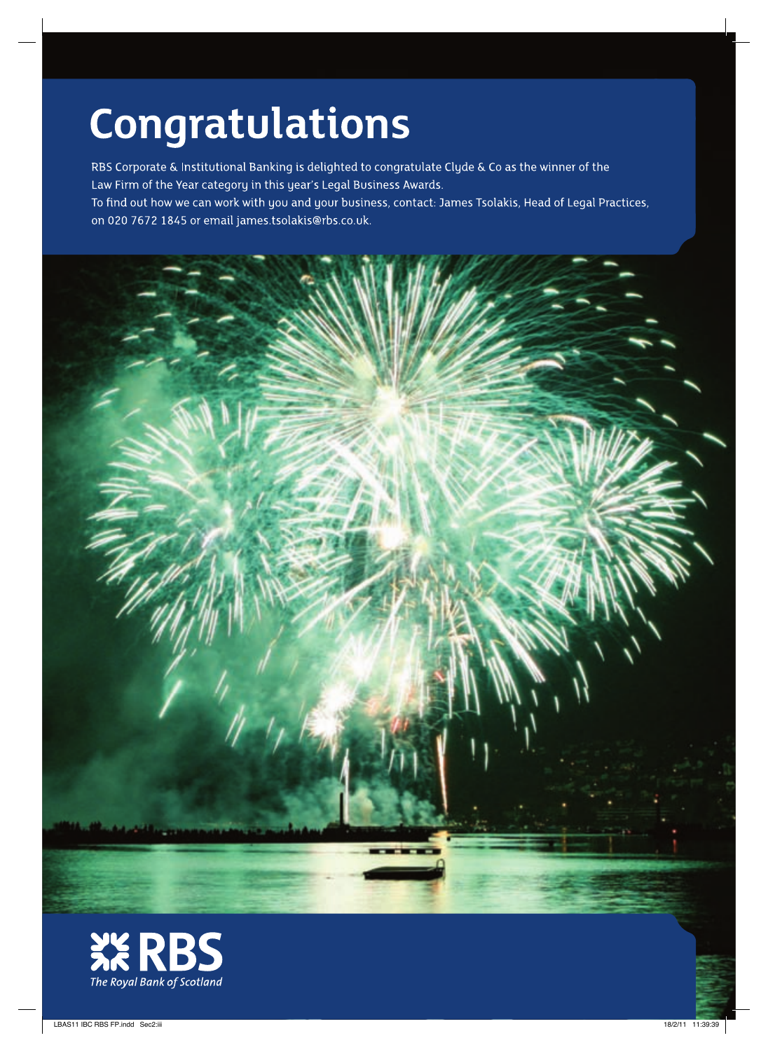# Congratulations

RBS Corporate & Institutional Banking is delighted to congratulate Clyde & Co as the winner of the Law Firm of the Year category in this year's Legal Business Awards.

To find out how we can work with you and your business, contact: James Tsolakis, Head of Legal Practices, on 020 7672 1845 or email james.tsolakis@rbs.co.uk.

RBS

*The Royal Bank of Scotland*